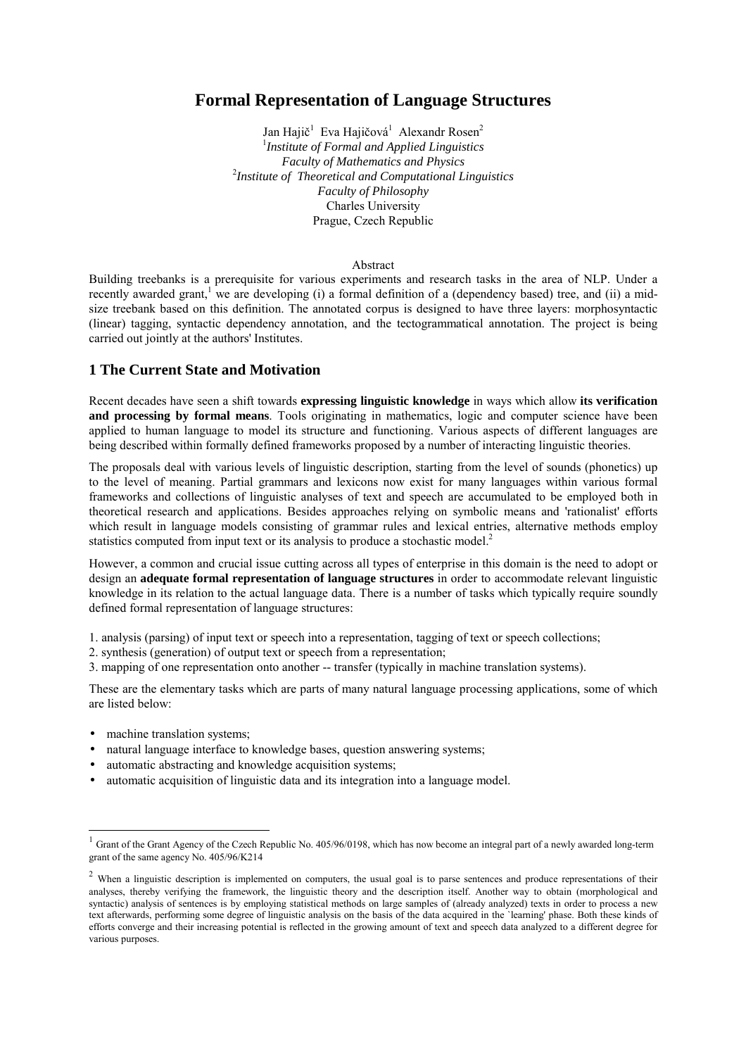# Formal Representation of Language Structures

Jan Hajič[1] Eva Hajičová[1] Alexandr Rosen[2]

[1]*Institute of Formal and Applied Linguistics*
*Faculty of Mathematics and Physics*
[2]*Institute of Theoretical and Computational Linguistics*
*Faculty of Philosophy*
Charles University
Prague, Czech Republic

Abstract

Building treebanks is a prerequisite for various experiments and research tasks in the area of NLP. Under a recently awarded grant,[1] we are developing (i) a formal definition of a (dependency based) tree, and (ii) a mid-size treebank based on this definition. The annotated corpus is designed to have three layers: morphosyntactic (linear) tagging, syntactic dependency annotation, and the tectogrammatical annotation. The project is being carried out jointly at the authors' Institutes.

## 1 The Current State and Motivation

Recent decades have seen a shift towards **expressing linguistic knowledge** in ways which allow **its verification and processing by formal means**. Tools originating in mathematics, logic and computer science have been applied to human language to model its structure and functioning. Various aspects of different languages are being described within formally defined frameworks proposed by a number of interacting linguistic theories.

The proposals deal with various levels of linguistic description, starting from the level of sounds (phonetics) up to the level of meaning. Partial grammars and lexicons now exist for many languages within various formal frameworks and collections of linguistic analyses of text and speech are accumulated to be employed both in theoretical research and applications. Besides approaches relying on symbolic means and 'rationalist' efforts which result in language models consisting of grammar rules and lexical entries, alternative methods employ statistics computed from input text or its analysis to produce a stochastic model.[2]

However, a common and crucial issue cutting across all types of enterprise in this domain is the need to adopt or design an **adequate formal representation of language structures** in order to accommodate relevant linguistic knowledge in its relation to the actual language data. There is a number of tasks which typically require soundly defined formal representation of language structures:

1. analysis (parsing) of input text or speech into a representation, tagging of text or speech collections;
2. synthesis (generation) of output text or speech from a representation;
3. mapping of one representation onto another -- transfer (typically in machine translation systems).

These are the elementary tasks which are parts of many natural language processing applications, some of which are listed below:

- machine translation systems;
- natural language interface to knowledge bases, question answering systems;
- automatic abstracting and knowledge acquisition systems;
- automatic acquisition of linguistic data and its integration into a language model.

---

[1] Grant of the Grant Agency of the Czech Republic No. 405/96/0198, which has now become an integral part of a newly awarded long-term grant of the same agency No. 405/96/K214

[2] When a linguistic description is implemented on computers, the usual goal is to parse sentences and produce representations of their analyses, thereby verifying the framework, the linguistic theory and the description itself. Another way to obtain (morphological and syntactic) analysis of sentences is by employing statistical methods on large samples of (already analyzed) texts in order to process a new text afterwards, performing some degree of linguistic analysis on the basis of the data acquired in the `learning' phase. Both these kinds of efforts converge and their increasing potential is reflected in the growing amount of text and speech data analyzed to a different degree for various purposes.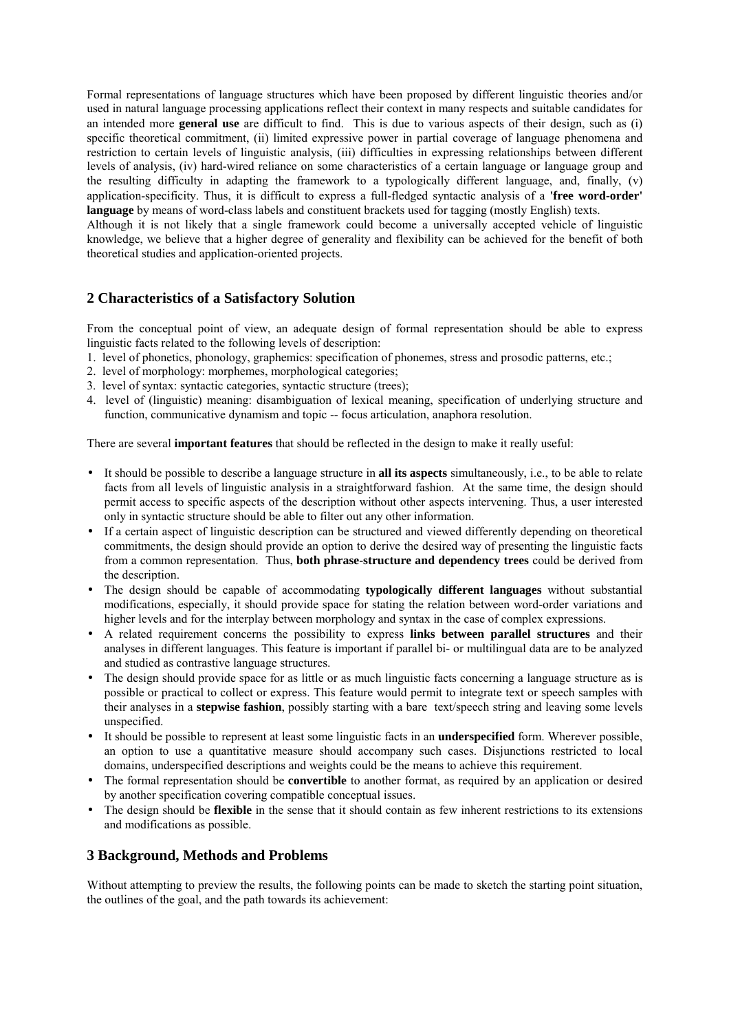Formal representations of language structures which have been proposed by different linguistic theories and/or used in natural language processing applications reflect their context in many respects and suitable candidates for an intended more **general use** are difficult to find. This is due to various aspects of their design, such as (i) specific theoretical commitment, (ii) limited expressive power in partial coverage of language phenomena and restriction to certain levels of linguistic analysis, (iii) difficulties in expressing relationships between different levels of analysis, (iv) hard-wired reliance on some characteristics of a certain language or language group and the resulting difficulty in adapting the framework to a typologically different language, and, finally, (v) application-specificity. Thus, it is difficult to express a full-fledged syntactic analysis of a **'free word-order' language** by means of word-class labels and constituent brackets used for tagging (mostly English) texts.

Although it is not likely that a single framework could become a universally accepted vehicle of linguistic knowledge, we believe that a higher degree of generality and flexibility can be achieved for the benefit of both theoretical studies and application-oriented projects.

## 2 Characteristics of a Satisfactory Solution

From the conceptual point of view, an adequate design of formal representation should be able to express linguistic facts related to the following levels of description:

1. level of phonetics, phonology, graphemics: specification of phonemes, stress and prosodic patterns, etc.;
2. level of morphology: morphemes, morphological categories;
3. level of syntax: syntactic categories, syntactic structure (trees);
4. level of (linguistic) meaning: disambiguation of lexical meaning, specification of underlying structure and function, communicative dynamism and topic -- focus articulation, anaphora resolution.

There are several **important features** that should be reflected in the design to make it really useful:

- It should be possible to describe a language structure in **all its aspects** simultaneously, i.e., to be able to relate facts from all levels of linguistic analysis in a straightforward fashion. At the same time, the design should permit access to specific aspects of the description without other aspects intervening. Thus, a user interested only in syntactic structure should be able to filter out any other information.
- If a certain aspect of linguistic description can be structured and viewed differently depending on theoretical commitments, the design should provide an option to derive the desired way of presenting the linguistic facts from a common representation. Thus, **both phrase-structure and dependency trees** could be derived from the description.
- The design should be capable of accommodating **typologically different languages** without substantial modifications, especially, it should provide space for stating the relation between word-order variations and higher levels and for the interplay between morphology and syntax in the case of complex expressions.
- A related requirement concerns the possibility to express **links between parallel structures** and their analyses in different languages. This feature is important if parallel bi- or multilingual data are to be analyzed and studied as contrastive language structures.
- The design should provide space for as little or as much linguistic facts concerning a language structure as is possible or practical to collect or express. This feature would permit to integrate text or speech samples with their analyses in a **stepwise fashion**, possibly starting with a bare text/speech string and leaving some levels unspecified.
- It should be possible to represent at least some linguistic facts in an **underspecified** form. Wherever possible, an option to use a quantitative measure should accompany such cases. Disjunctions restricted to local domains, underspecified descriptions and weights could be the means to achieve this requirement.
- The formal representation should be **convertible** to another format, as required by an application or desired by another specification covering compatible conceptual issues.
- The design should be **flexible** in the sense that it should contain as few inherent restrictions to its extensions and modifications as possible.

## 3 Background, Methods and Problems

Without attempting to preview the results, the following points can be made to sketch the starting point situation, the outlines of the goal, and the path towards its achievement: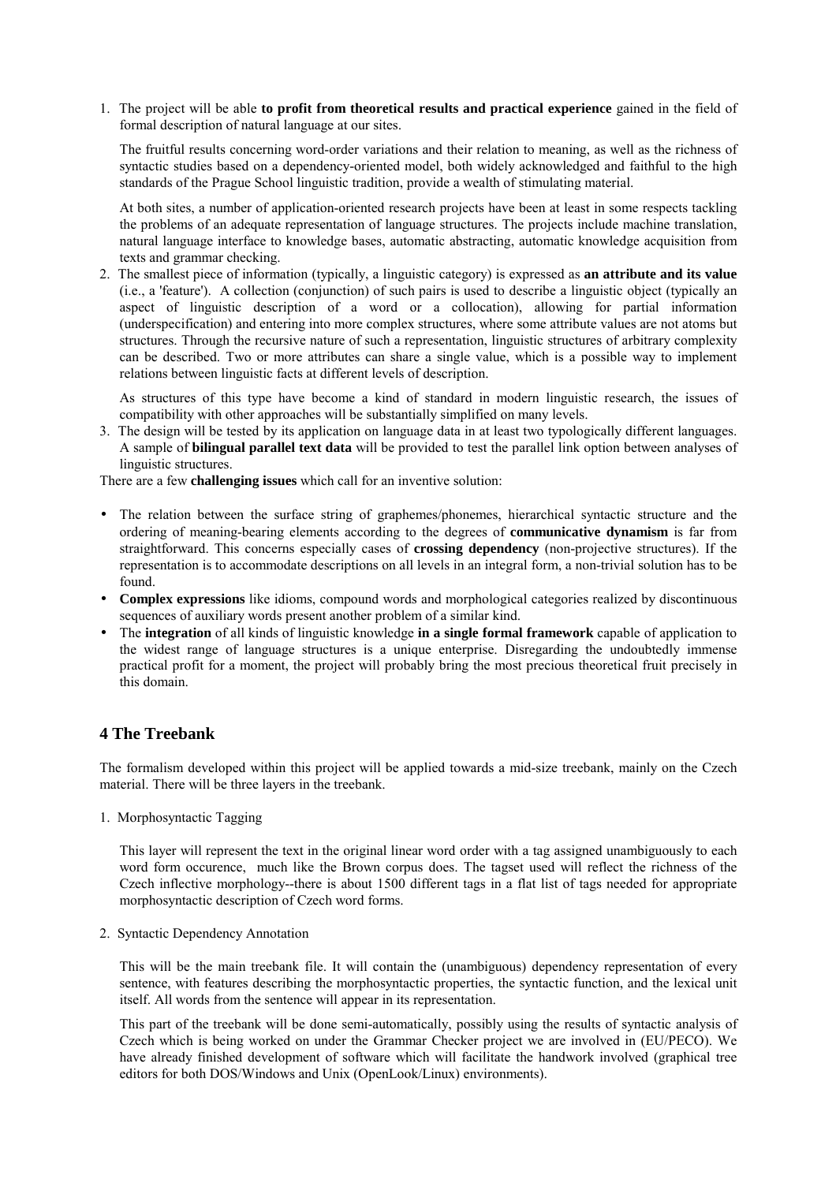1. The project will be able **to profit from theoretical results and practical experience** gained in the field of formal description of natural language at our sites.

   The fruitful results concerning word-order variations and their relation to meaning, as well as the richness of syntactic studies based on a dependency-oriented model, both widely acknowledged and faithful to the high standards of the Prague School linguistic tradition, provide a wealth of stimulating material.

   At both sites, a number of application-oriented research projects have been at least in some respects tackling the problems of an adequate representation of language structures. The projects include machine translation, natural language interface to knowledge bases, automatic abstracting, automatic knowledge acquisition from texts and grammar checking.

2. The smallest piece of information (typically, a linguistic category) is expressed as **an attribute and its value** (i.e., a 'feature'). A collection (conjunction) of such pairs is used to describe a linguistic object (typically an aspect of linguistic description of a word or a collocation), allowing for partial information (underspecification) and entering into more complex structures, where some attribute values are not atoms but structures. Through the recursive nature of such a representation, linguistic structures of arbitrary complexity can be described. Two or more attributes can share a single value, which is a possible way to implement relations between linguistic facts at different levels of description.

   As structures of this type have become a kind of standard in modern linguistic research, the issues of compatibility with other approaches will be substantially simplified on many levels.

3. The design will be tested by its application on language data in at least two typologically different languages. A sample of **bilingual parallel text data** will be provided to test the parallel link option between analyses of linguistic structures.

There are a few **challenging issues** which call for an inventive solution:

- The relation between the surface string of graphemes/phonemes, hierarchical syntactic structure and the ordering of meaning-bearing elements according to the degrees of **communicative dynamism** is far from straightforward. This concerns especially cases of **crossing dependency** (non-projective structures). If the representation is to accommodate descriptions on all levels in an integral form, a non-trivial solution has to be found.
- **Complex expressions** like idioms, compound words and morphological categories realized by discontinuous sequences of auxiliary words present another problem of a similar kind.
- The **integration** of all kinds of linguistic knowledge **in a single formal framework** capable of application to the widest range of language structures is a unique enterprise. Disregarding the undoubtedly immense practical profit for a moment, the project will probably bring the most precious theoretical fruit precisely in this domain.

## 4 The Treebank

The formalism developed within this project will be applied towards a mid-size treebank, mainly on the Czech material. There will be three layers in the treebank.

1. Morphosyntactic Tagging

   This layer will represent the text in the original linear word order with a tag assigned unambiguously to each word form occurence, much like the Brown corpus does. The tagset used will reflect the richness of the Czech inflective morphology--there is about 1500 different tags in a flat list of tags needed for appropriate morphosyntactic description of Czech word forms.

2. Syntactic Dependency Annotation

   This will be the main treebank file. It will contain the (unambiguous) dependency representation of every sentence, with features describing the morphosyntactic properties, the syntactic function, and the lexical unit itself. All words from the sentence will appear in its representation.

   This part of the treebank will be done semi-automatically, possibly using the results of syntactic analysis of Czech which is being worked on under the Grammar Checker project we are involved in (EU/PECO). We have already finished development of software which will facilitate the handwork involved (graphical tree editors for both DOS/Windows and Unix (OpenLook/Linux) environments).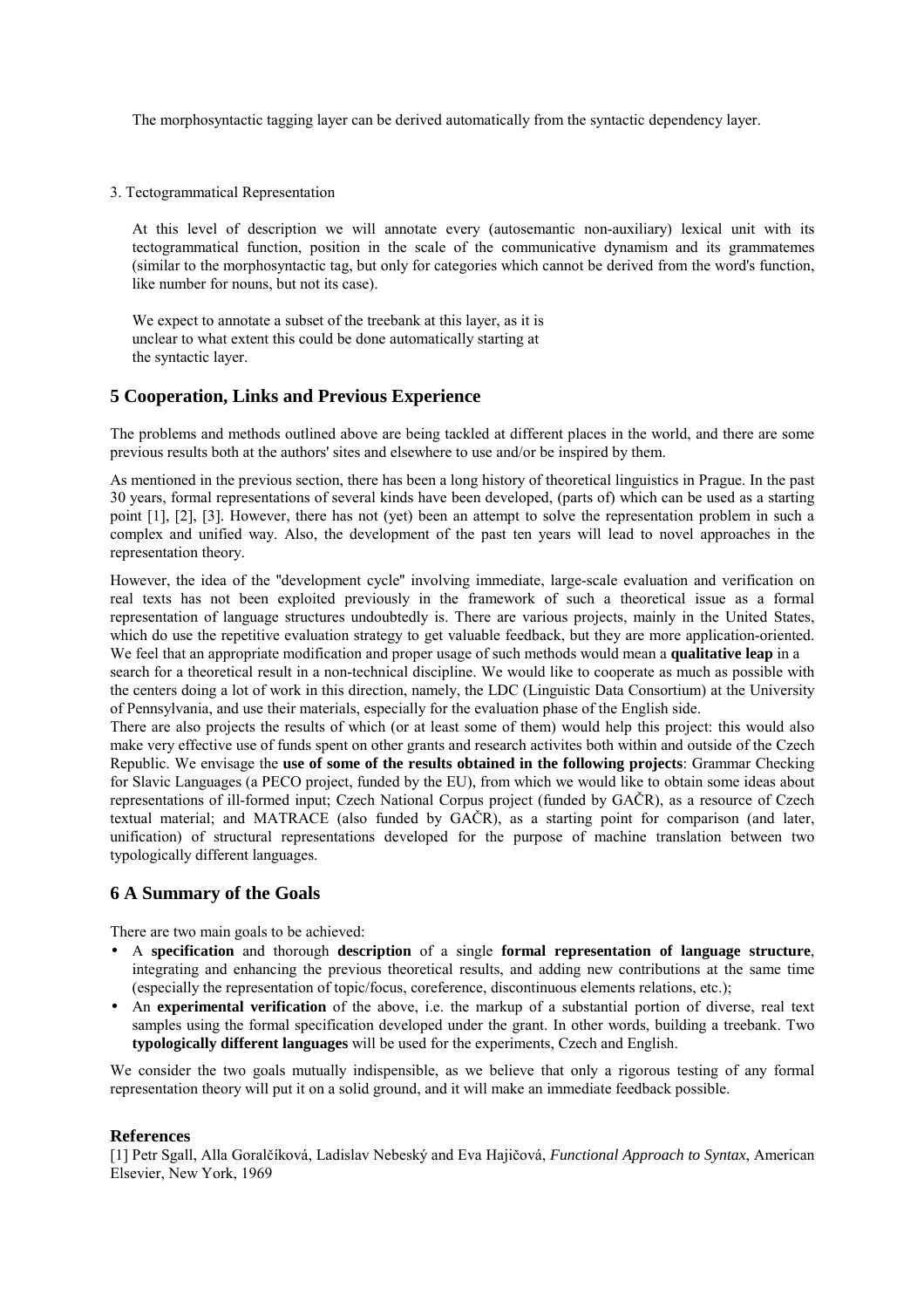The morphosyntactic tagging layer can be derived automatically from the syntactic dependency layer.

3. Tectogrammatical Representation

At this level of description we will annotate every (autosemantic non-auxiliary) lexical unit with its tectogrammatical function, position in the scale of the communicative dynamism and its grammatemes (similar to the morphosyntactic tag, but only for categories which cannot be derived from the word's function, like number for nouns, but not its case).

We expect to annotate a subset of the treebank at this layer, as it is unclear to what extent this could be done automatically starting at the syntactic layer.

## 5 Cooperation, Links and Previous Experience

The problems and methods outlined above are being tackled at different places in the world, and there are some previous results both at the authors' sites and elsewhere to use and/or be inspired by them.

As mentioned in the previous section, there has been a long history of theoretical linguistics in Prague. In the past 30 years, formal representations of several kinds have been developed, (parts of) which can be used as a starting point [1], [2], [3]. However, there has not (yet) been an attempt to solve the representation problem in such a complex and unified way. Also, the development of the past ten years will lead to novel approaches in the representation theory.

However, the idea of the "development cycle" involving immediate, large-scale evaluation and verification on real texts has not been exploited previously in the framework of such a theoretical issue as a formal representation of language structures undoubtedly is. There are various projects, mainly in the United States, which do use the repetitive evaluation strategy to get valuable feedback, but they are more application-oriented. We feel that an appropriate modification and proper usage of such methods would mean a **qualitative leap** in a search for a theoretical result in a non-technical discipline. We would like to cooperate as much as possible with the centers doing a lot of work in this direction, namely, the LDC (Linguistic Data Consortium) at the University of Pennsylvania, and use their materials, especially for the evaluation phase of the English side.

There are also projects the results of which (or at least some of them) would help this project: this would also make very effective use of funds spent on other grants and research activites both within and outside of the Czech Republic. We envisage the **use of some of the results obtained in the following projects**: Grammar Checking for Slavic Languages (a PECO project, funded by the EU), from which we would like to obtain some ideas about representations of ill-formed input; Czech National Corpus project (funded by GAČR), as a resource of Czech textual material; and MATRACE (also funded by GAČR), as a starting point for comparison (and later, unification) of structural representations developed for the purpose of machine translation between two typologically different languages.

## 6 A Summary of the Goals

There are two main goals to be achieved:

- A **specification** and thorough **description** of a single **formal representation of language structure**, integrating and enhancing the previous theoretical results, and adding new contributions at the same time (especially the representation of topic/focus, coreference, discontinuous elements relations, etc.);
- An **experimental verification** of the above, i.e. the markup of a substantial portion of diverse, real text samples using the formal specification developed under the grant. In other words, building a treebank. Two **typologically different languages** will be used for the experiments, Czech and English.

We consider the two goals mutually indispensible, as we believe that only a rigorous testing of any formal representation theory will put it on a solid ground, and it will make an immediate feedback possible.

### References

[1] Petr Sgall, Alla Goralčíková, Ladislav Nebeský and Eva Hajičová, *Functional Approach to Syntax*, American Elsevier, New York, 1969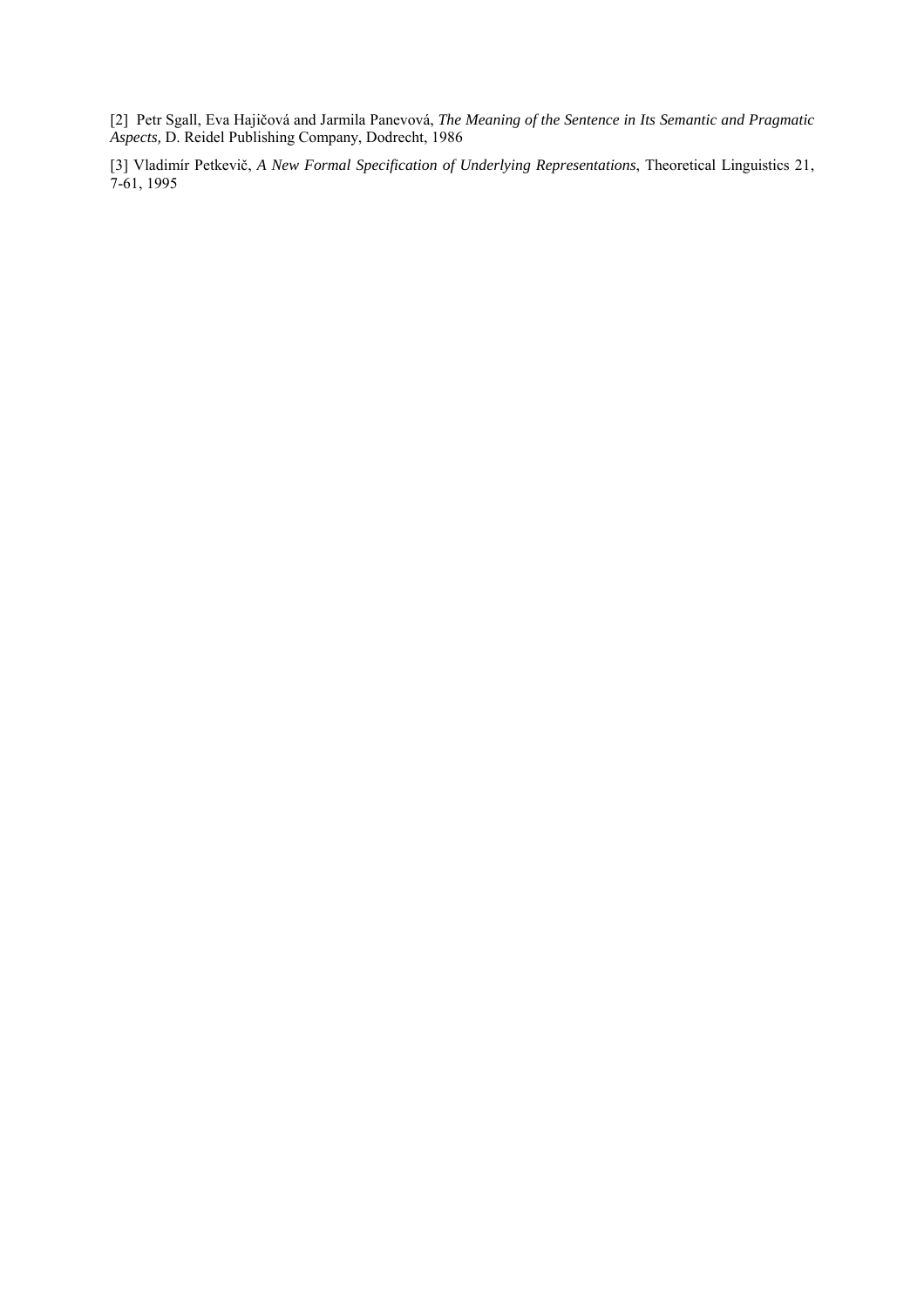[2] Petr Sgall, Eva Hajičová and Jarmila Panevová, *The Meaning of the Sentence in Its Semantic and Pragmatic Aspects,* D. Reidel Publishing Company, Dodrecht, 1986

[3] Vladimír Petkevič, *A New Formal Specification of Underlying Representations*, Theoretical Linguistics 21, 7-61, 1995